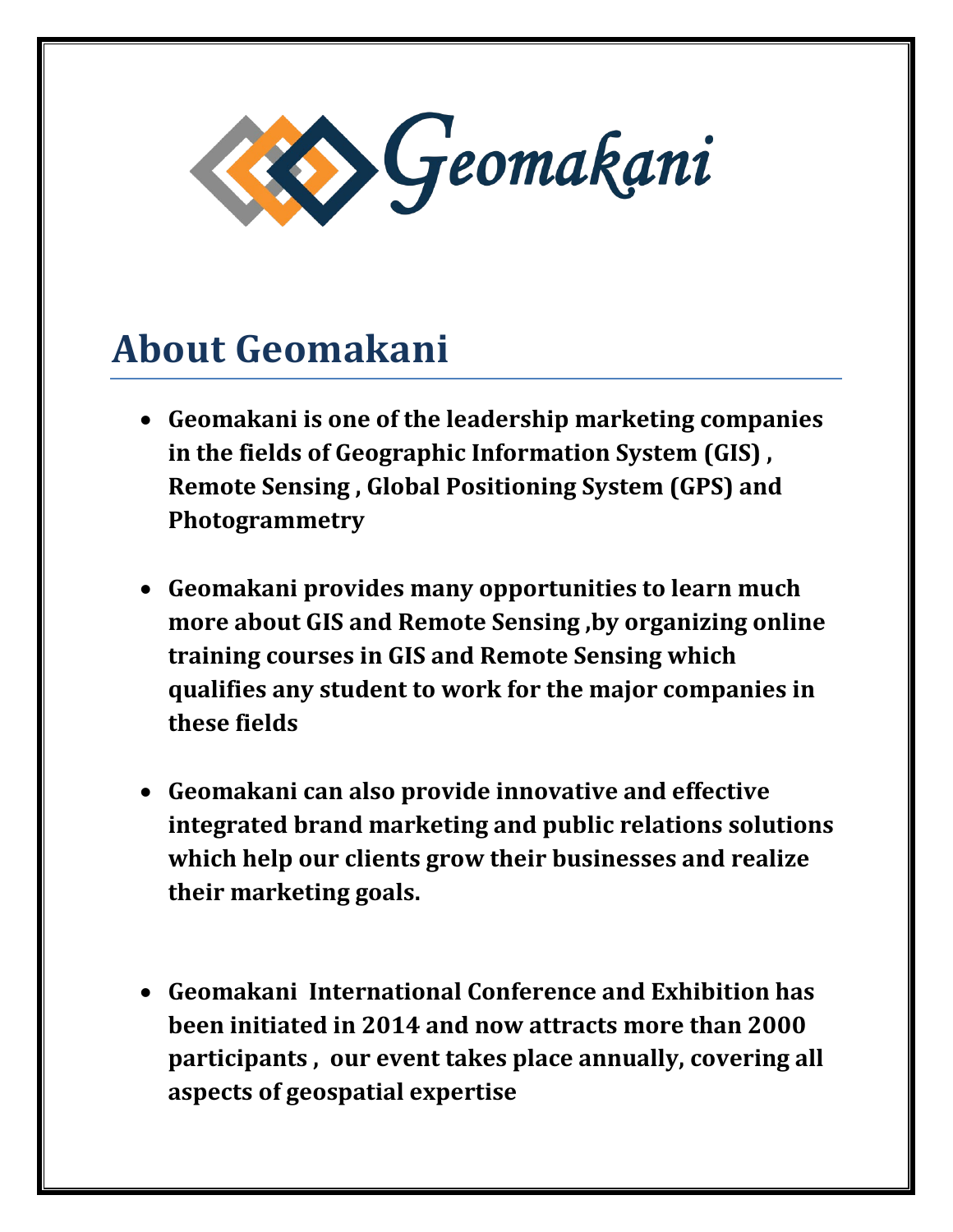Geomakani

## About Geomakani

- **Geomakani is one of the leadership marketing companies in the fields of Geographic Information System (GIS) , Remote Sensing , Global Positioning System (GPS) and Photogrammetry**

- **Geomakani provides many opportunities to learn much more about GIS and Remote Sensing ,by organizing online training courses in GIS and Remote Sensing which qualifies any student to work for the major companies in these fields**

- **Geomakani can also provide innovative and effective integrated brand marketing and public relations solutions which help our clients grow their businesses and realize their marketing goals.**

- **Geomakani International Conference and Exhibition has been initiated in 2014 and now attracts more than 2000 participants , our event takes place annually, covering all aspects of geospatial expertise**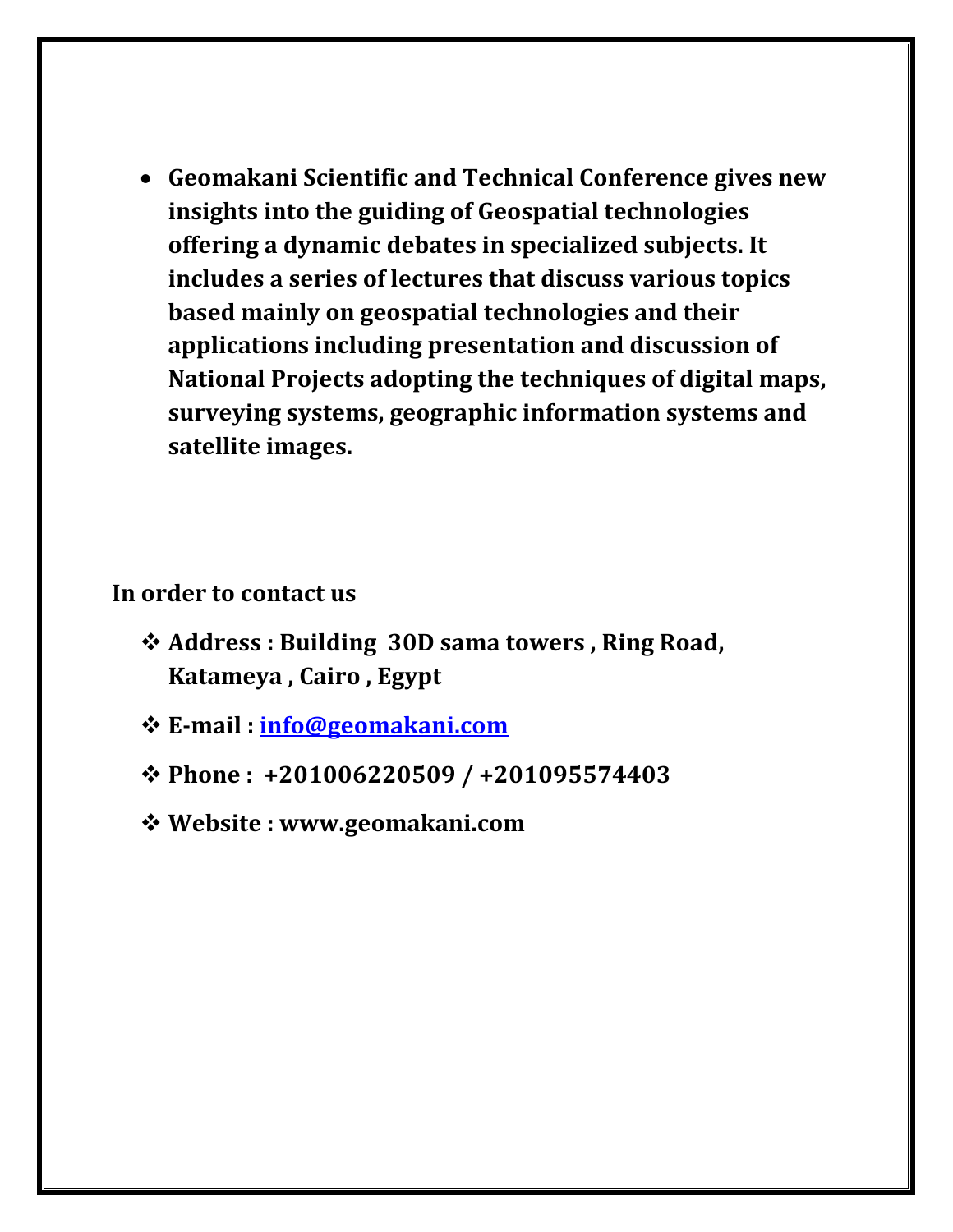- **Geomakani Scientific and Technical Conference gives new insights into the guiding of Geospatial technologies offering a dynamic debates in specialized subjects. It includes a series of lectures that discuss various topics based mainly on geospatial technologies and their applications including presentation and discussion of National Projects adopting the techniques of digital maps, surveying systems, geographic information systems and satellite images.**

**In order to contact us**

- **Address : Building 30D sama towers , Ring Road, Katameya , Cairo , Egypt**
- **E-mail : info@geomakani.com**
- **Phone : +201006220509 / +201095574403**
- **Website : www.geomakani.com**